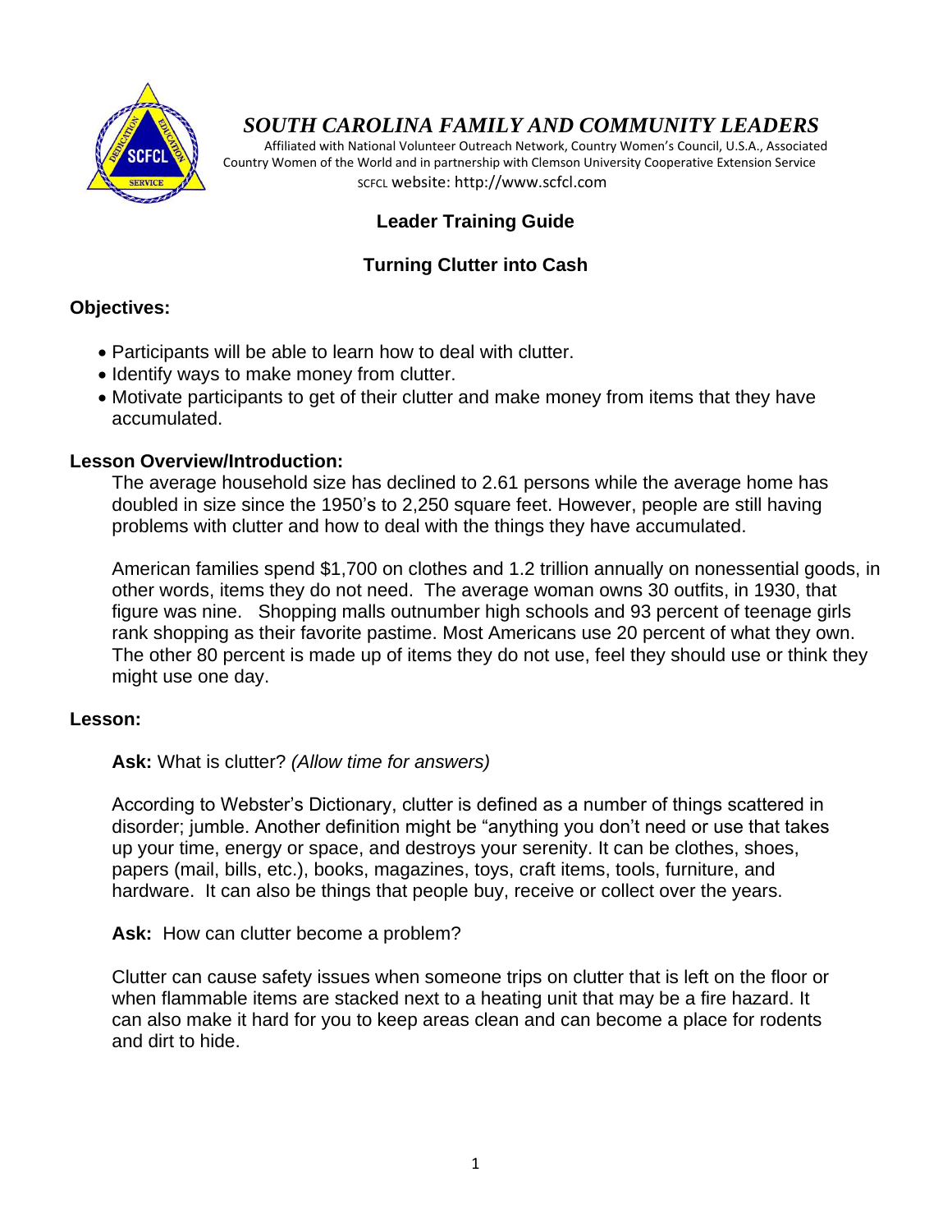# SOUTH CAROLINA FAMILY AND COMMUNITY LEADERS

Affiliated with National Volunteer Outreach Network, Country Women's Council, U.S.A., Associated Country Women of the World and in partnership with Clemson University Cooperative Extension Service

SCFCL website: http://www.scfcl.com

## Leader Training Guide

## Turning Clutter into Cash

### Objectives:

- Participants will be able to learn how to deal with clutter.
- Identify ways to make money from clutter.
- Motivate participants to get of their clutter and make money from items that they have accumulated.

### Lesson Overview/Introduction:

The average household size has declined to 2.61 persons while the average home has doubled in size since the 1950's to 2,250 square feet. However, people are still having problems with clutter and how to deal with the things they have accumulated.

American families spend $1,700 on clothes and 1.2 trillion annually on nonessential goods, in other words, items they do not need. The average woman owns 30 outfits, in 1930, that figure was nine. Shopping malls outnumber high schools and 93 percent of teenage girls rank shopping as their favorite pastime. Most Americans use 20 percent of what they own. The other 80 percent is made up of items they do not use, feel they should use or think they might use one day.

### Lesson:

**Ask:** What is clutter? *(Allow time for answers)*

According to Webster's Dictionary, clutter is defined as a number of things scattered in disorder; jumble. Another definition might be "anything you don't need or use that takes up your time, energy or space, and destroys your serenity. It can be clothes, shoes, papers (mail, bills, etc.), books, magazines, toys, craft items, tools, furniture, and hardware. It can also be things that people buy, receive or collect over the years.

**Ask:** How can clutter become a problem?

Clutter can cause safety issues when someone trips on clutter that is left on the floor or when flammable items are stacked next to a heating unit that may be a fire hazard. It can also make it hard for you to keep areas clean and can become a place for rodents and dirt to hide.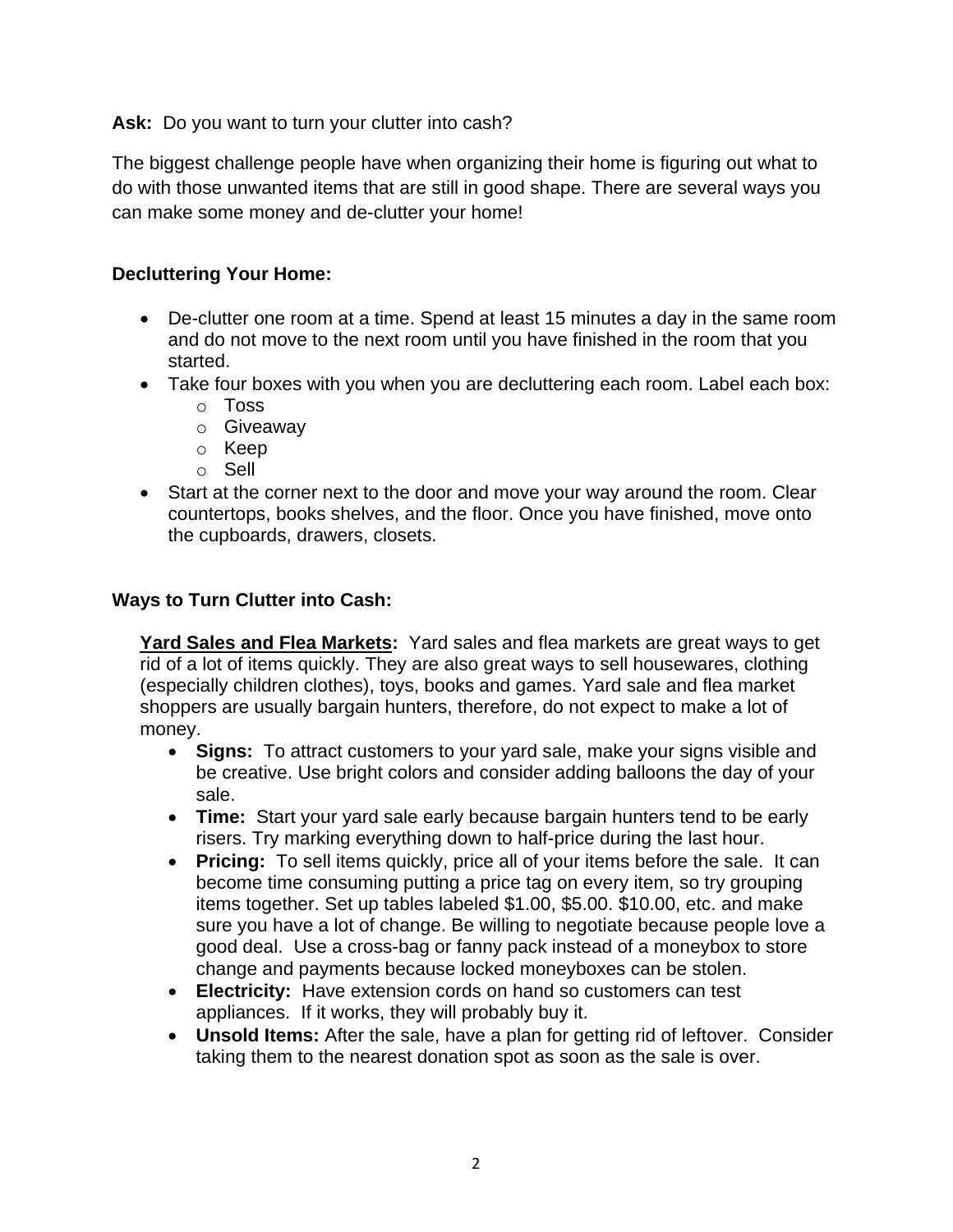**Ask:** Do you want to turn your clutter into cash?

The biggest challenge people have when organizing their home is figuring out what to do with those unwanted items that are still in good shape. There are several ways you can make some money and de-clutter your home!

**Decluttering Your Home:**

- De-clutter one room at a time. Spend at least 15 minutes a day in the same room and do not move to the next room until you have finished in the room that you started.
- Take four boxes with you when you are decluttering each room. Label each box:
  - Toss
  - Giveaway
  - Keep
  - Sell
- Start at the corner next to the door and move your way around the room. Clear countertops, books shelves, and the floor. Once you have finished, move onto the cupboards, drawers, closets.

**Ways to Turn Clutter into Cash:**

**Yard Sales and Flea Markets:** Yard sales and flea markets are great ways to get rid of a lot of items quickly. They are also great ways to sell housewares, clothing (especially children clothes), toys, books and games. Yard sale and flea market shoppers are usually bargain hunters, therefore, do not expect to make a lot of money.

- **Signs:** To attract customers to your yard sale, make your signs visible and be creative. Use bright colors and consider adding balloons the day of your sale.
- **Time:** Start your yard sale early because bargain hunters tend to be early risers. Try marking everything down to half-price during the last hour.
- **Pricing:** To sell items quickly, price all of your items before the sale. It can become time consuming putting a price tag on every item, so try grouping items together. Set up tables labeled $1.00, $5.00. $10.00, etc. and make sure you have a lot of change. Be willing to negotiate because people love a good deal. Use a cross-bag or fanny pack instead of a moneybox to store change and payments because locked moneyboxes can be stolen.
- **Electricity:** Have extension cords on hand so customers can test appliances. If it works, they will probably buy it.
- **Unsold Items:** After the sale, have a plan for getting rid of leftover. Consider taking them to the nearest donation spot as soon as the sale is over.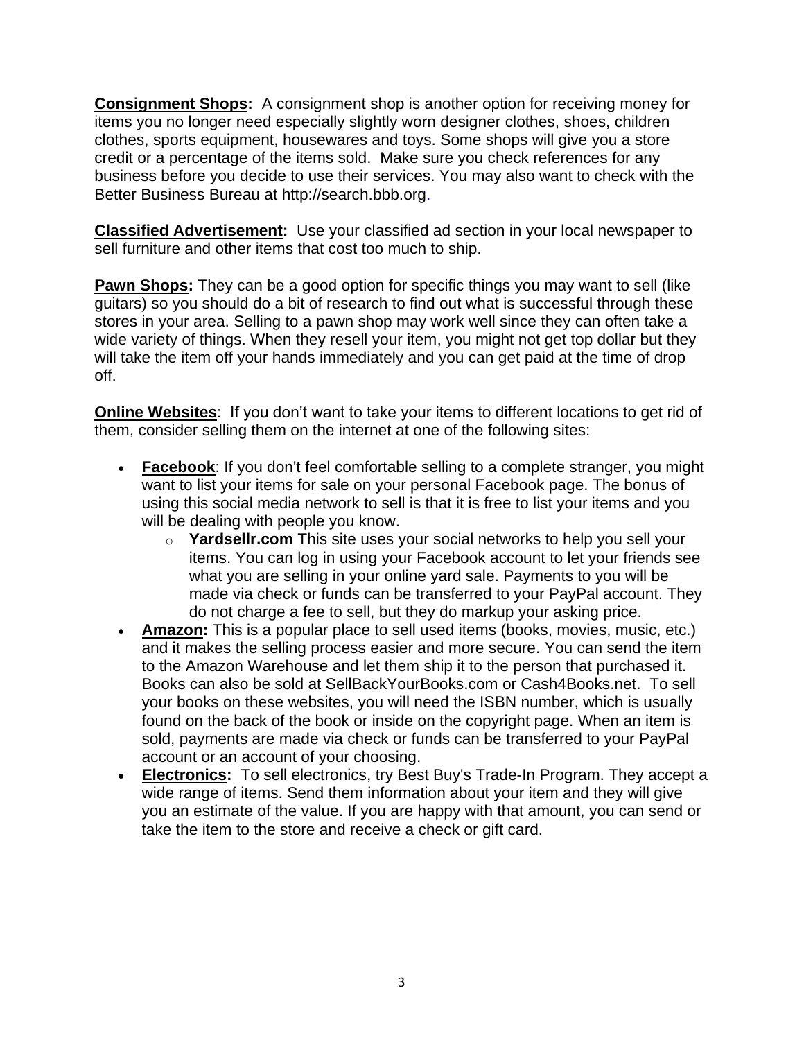**Consignment Shops:** A consignment shop is another option for receiving money for items you no longer need especially slightly worn designer clothes, shoes, children clothes, sports equipment, housewares and toys. Some shops will give you a store credit or a percentage of the items sold. Make sure you check references for any business before you decide to use their services. You may also want to check with the Better Business Bureau at http://search.bbb.org.

**Classified Advertisement:** Use your classified ad section in your local newspaper to sell furniture and other items that cost too much to ship.

**Pawn Shops:** They can be a good option for specific things you may want to sell (like guitars) so you should do a bit of research to find out what is successful through these stores in your area. Selling to a pawn shop may work well since they can often take a wide variety of things. When they resell your item, you might not get top dollar but they will take the item off your hands immediately and you can get paid at the time of drop off.

**Online Websites**: If you don't want to take your items to different locations to get rid of them, consider selling them on the internet at one of the following sites:

- **Facebook**: If you don't feel comfortable selling to a complete stranger, you might want to list your items for sale on your personal Facebook page. The bonus of using this social media network to sell is that it is free to list your items and you will be dealing with people you know.
    - **Yardsellr.com** This site uses your social networks to help you sell your items. You can log in using your Facebook account to let your friends see what you are selling in your online yard sale. Payments to you will be made via check or funds can be transferred to your PayPal account. They do not charge a fee to sell, but they do markup your asking price.
- **Amazon:** This is a popular place to sell used items (books, movies, music, etc.) and it makes the selling process easier and more secure. You can send the item to the Amazon Warehouse and let them ship it to the person that purchased it. Books can also be sold at SellBackYourBooks.com or Cash4Books.net. To sell your books on these websites, you will need the ISBN number, which is usually found on the back of the book or inside on the copyright page. When an item is sold, payments are made via check or funds can be transferred to your PayPal account or an account of your choosing.
- **Electronics:** To sell electronics, try Best Buy's Trade-In Program. They accept a wide range of items. Send them information about your item and they will give you an estimate of the value. If you are happy with that amount, you can send or take the item to the store and receive a check or gift card.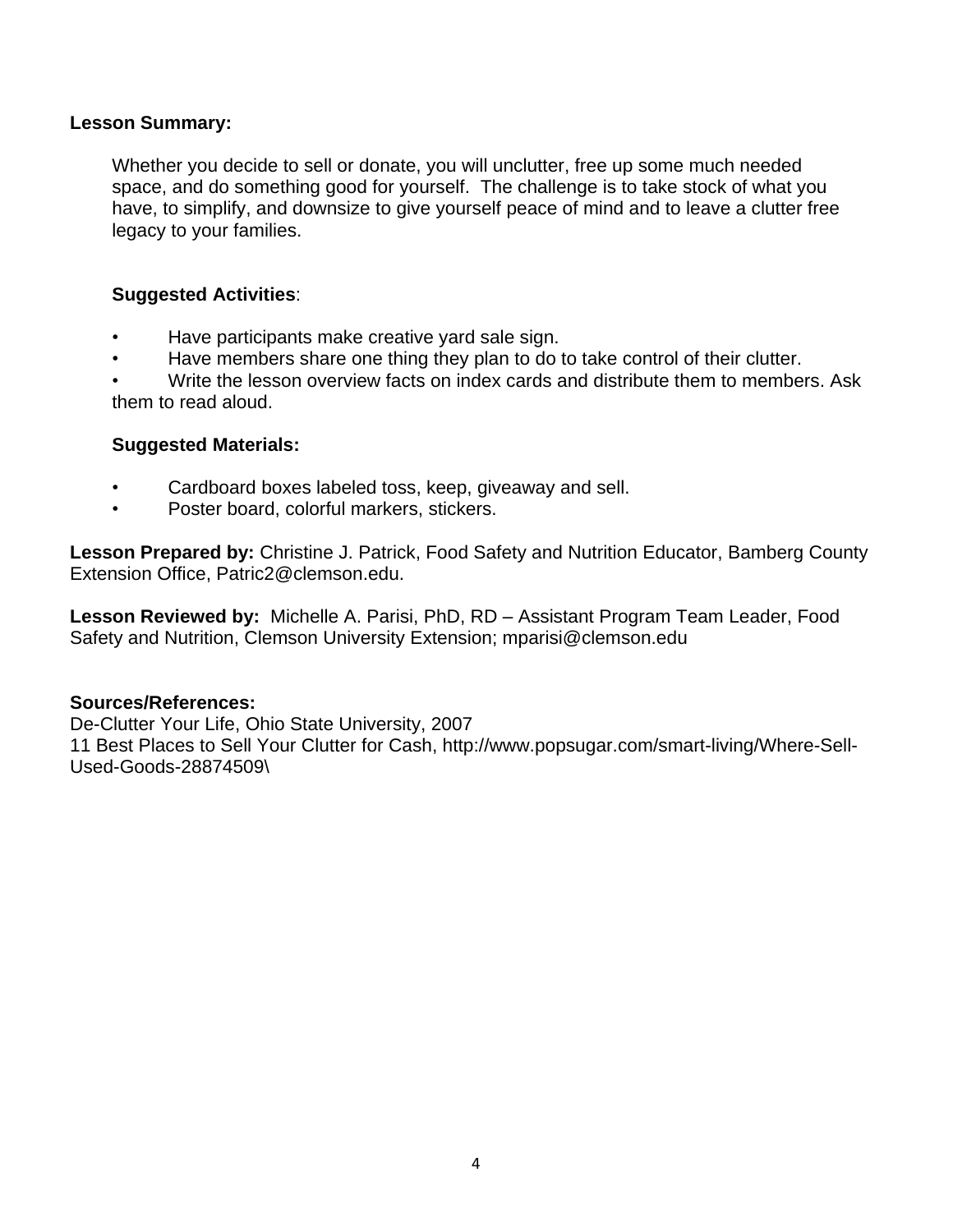**Lesson Summary:**

Whether you decide to sell or donate, you will unclutter, free up some much needed space, and do something good for yourself. The challenge is to take stock of what you have, to simplify, and downsize to give yourself peace of mind and to leave a clutter free legacy to your families.

**Suggested Activities**:

- Have participants make creative yard sale sign.
- Have members share one thing they plan to do to take control of their clutter.
- Write the lesson overview facts on index cards and distribute them to members. Ask them to read aloud.

**Suggested Materials:**

- Cardboard boxes labeled toss, keep, giveaway and sell.
- Poster board, colorful markers, stickers.

**Lesson Prepared by:** Christine J. Patrick, Food Safety and Nutrition Educator, Bamberg County Extension Office, Patric2@clemson.edu.

**Lesson Reviewed by:** Michelle A. Parisi, PhD, RD – Assistant Program Team Leader, Food Safety and Nutrition, Clemson University Extension; mparisi@clemson.edu

**Sources/References:**
De-Clutter Your Life, Ohio State University, 2007
11 Best Places to Sell Your Clutter for Cash, http://www.popsugar.com/smart-living/Where-Sell-Used-Goods-28874509\